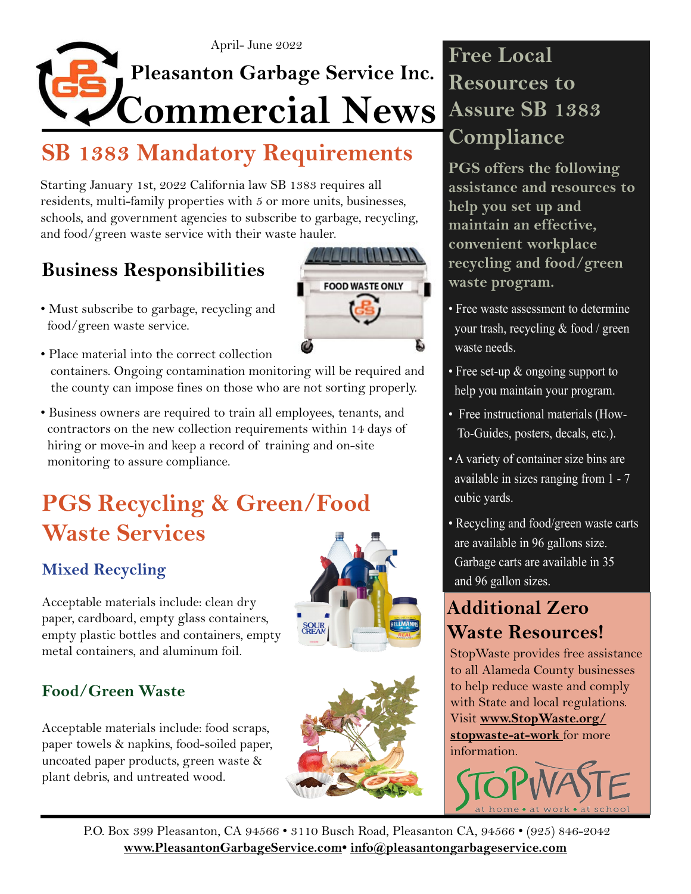April- June 2022

# Pleasanton Garbage Service Inc. Commercial News

## SB 1383 Mandatory Requirements

Starting January 1st, 2022 California law SB 1383 requires all residents, multi-family properties with 5 or more units, businesses, schools, and government agencies to subscribe to garbage, recycling, and food/green waste service with their waste hauler.

### Business Responsibilities

FOOD WASTE ONLY

- Must subscribe to garbage, recycling and food/green waste service.
- Place material into the correct collection containers. Ongoing contamination monitoring will be required and the county can impose fines on those who are not sorting properly.
- Business owners are required to train all employees, tenants, and contractors on the new collection requirements within 14 days of hiring or move-in and keep a record of training and on-site monitoring to assure compliance.

## PGS Recycling & Green/Food Waste Services

### Mixed Recycling

Acceptable materials include: clean dry paper, cardboard, empty glass containers, empty plastic bottles and containers, empty metal containers, and aluminum foil.

### Food/Green Waste

Acceptable materials include: food scraps, paper towels & napkins, food-soiled paper, uncoated paper products, green waste & plant debris, and untreated wood.

## Free Local Resources to Assure SB 1383 Compliance

**PGS offers the following assistance and resources to help you set up and maintain an effective, convenient workplace recycling and food/green waste program.**

- Free waste assessment to determine your trash, recycling & food / green waste needs.
- Free set-up & ongoing support to help you maintain your program.
- Free instructional materials (How-To-Guides, posters, decals, etc.).
- A variety of container size bins are available in sizes ranging from 1 - 7 cubic yards.
- Recycling and food/green waste carts are available in 96 gallons size. Garbage carts are available in 35 and 96 gallon sizes.

## Additional Zero Waste Resources!

StopWaste provides free assistance to all Alameda County businesses to help reduce waste and comply with State and local regulations. Visit **www.StopWaste.org/stopwaste-at-work** for more information.

STOPWASTE
at home • at work • at school

P.O. Box 399 Pleasanton, CA 94566 • 3110 Busch Road, Pleasanton CA, 94566 • (925) 846-2042
**www.PleasantonGarbageService.com** • **info@pleasantongarbageservice.com**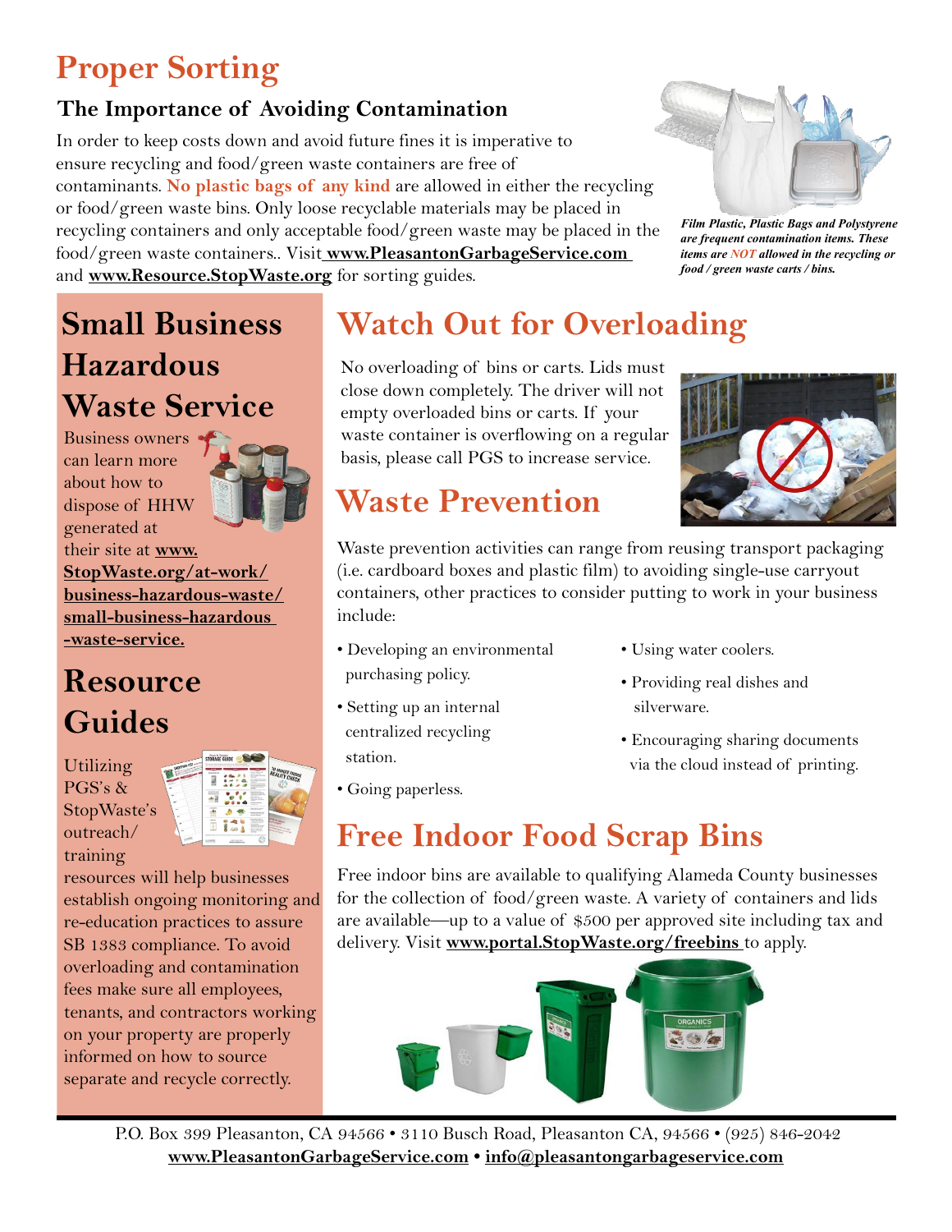# Proper Sorting

### The Importance of Avoiding Contamination

In order to keep costs down and avoid future fines it is imperative to ensure recycling and food/green waste containers are free of contaminants. **No plastic bags of any kind** are allowed in either the recycling or food/green waste bins. Only loose recyclable materials may be placed in recycling containers and only acceptable food/green waste may be placed in the food/green waste containers.. Visit **www.PleasantonGarbageService.com** and **www.Resource.StopWaste.org** for sorting guides.

***Film Plastic, Plastic Bags and Polystyrene are frequent contamination items. These items are NOT allowed in the recycling or food / green waste carts / bins.***

## Small Business Hazardous Waste Service

Business owners can learn more about how to dispose of HHW generated at their site at **www.StopWaste.org/at-work/business-hazardous-waste/small-business-hazardous-waste-service.**

## Resource Guides

Utilizing PGS's & StopWaste's outreach/training resources will help businesses establish ongoing monitoring and re-education practices to assure SB 1383 compliance. To avoid overloading and contamination fees make sure all employees, tenants, and contractors working on your property are properly informed on how to source separate and recycle correctly.

## Watch Out for Overloading

No overloading of bins or carts. Lids must close down completely. The driver will not empty overloaded bins or carts. If your waste container is overflowing on a regular basis, please call PGS to increase service.

## Waste Prevention

Waste prevention activities can range from reusing transport packaging (i.e. cardboard boxes and plastic film) to avoiding single-use carryout containers, other practices to consider putting to work in your business include:

- Developing an environmental purchasing policy.
- Setting up an internal centralized recycling station.
- Going paperless.
- Using water coolers.
- Providing real dishes and silverware.
- Encouraging sharing documents via the cloud instead of printing.

## Free Indoor Food Scrap Bins

Free indoor bins are available to qualifying Alameda County businesses for the collection of food/green waste. A variety of containers and lids are available—up to a value of $500 per approved site including tax and delivery. Visit **www.portal.StopWaste.org/freebins** to apply.

P.O. Box 399 Pleasanton, CA 94566 • 3110 Busch Road, Pleasanton CA, 94566 • (925) 846-2042
**www.PleasantonGarbageService.com • info@pleasantongarbageservice.com**